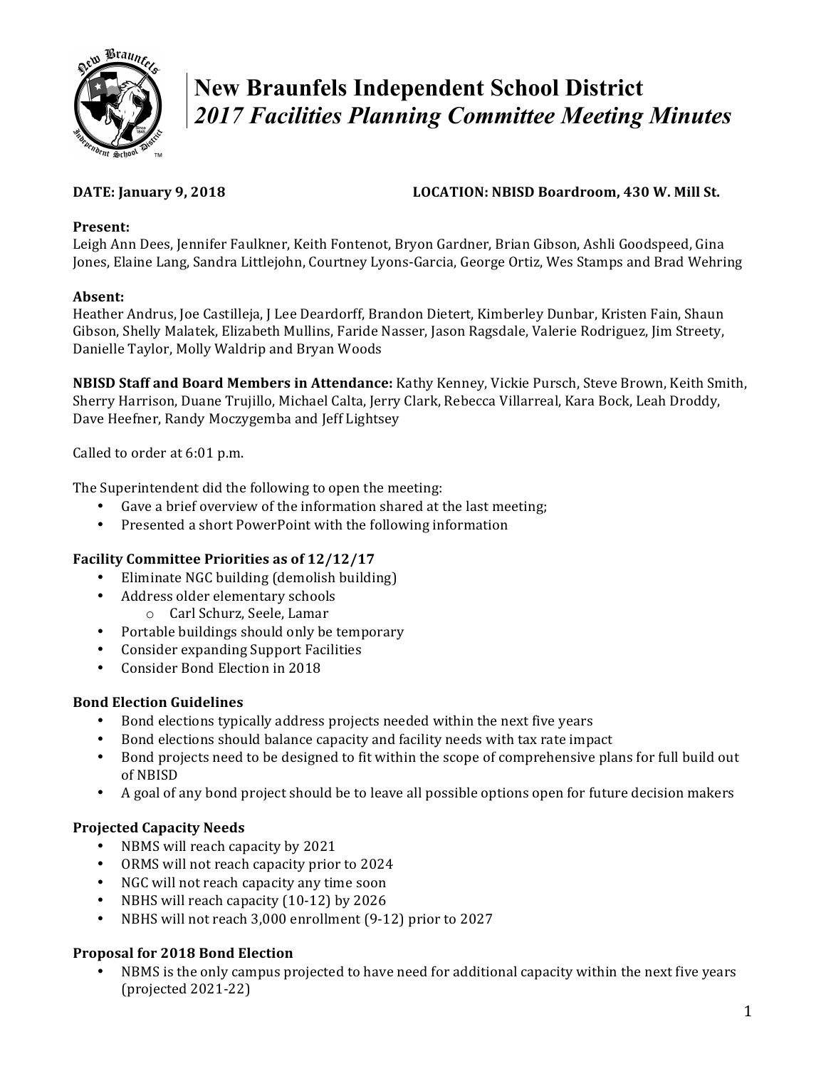# New Braunfels Independent School District
## *2017 Facilities Planning Committee Meeting Minutes*

**DATE: January 9, 2018** **LOCATION: NBISD Boardroom, 430 W. Mill St.**

**Present:**
Leigh Ann Dees, Jennifer Faulkner, Keith Fontenot, Bryon Gardner, Brian Gibson, Ashli Goodspeed, Gina Jones, Elaine Lang, Sandra Littlejohn, Courtney Lyons-Garcia, George Ortiz, Wes Stamps and Brad Wehring

**Absent:**
Heather Andrus, Joe Castilleja, J Lee Deardorff, Brandon Dietert, Kimberley Dunbar, Kristen Fain, Shaun Gibson, Shelly Malatek, Elizabeth Mullins, Faride Nasser, Jason Ragsdale, Valerie Rodriguez, Jim Streety, Danielle Taylor, Molly Waldrip and Bryan Woods

**NBISD Staff and Board Members in Attendance:** Kathy Kenney, Vickie Pursch, Steve Brown, Keith Smith, Sherry Harrison, Duane Trujillo, Michael Calta, Jerry Clark, Rebecca Villarreal, Kara Bock, Leah Droddy, Dave Heefner, Randy Moczygemba and Jeff Lightsey

Called to order at 6:01 p.m.

The Superintendent did the following to open the meeting:

- Gave a brief overview of the information shared at the last meeting;
- Presented a short PowerPoint with the following information

**Facility Committee Priorities as of 12/12/17**

- Eliminate NGC building (demolish building)
- Address older elementary schools
  - Carl Schurz, Seele, Lamar
- Portable buildings should only be temporary
- Consider expanding Support Facilities
- Consider Bond Election in 2018

**Bond Election Guidelines**

- Bond elections typically address projects needed within the next five years
- Bond elections should balance capacity and facility needs with tax rate impact
- Bond projects need to be designed to fit within the scope of comprehensive plans for full build out of NBISD
- A goal of any bond project should be to leave all possible options open for future decision makers

**Projected Capacity Needs**

- NBMS will reach capacity by 2021
- ORMS will not reach capacity prior to 2024
- NGC will not reach capacity any time soon
- NBHS will reach capacity (10-12) by 2026
- NBHS will not reach 3,000 enrollment (9-12) prior to 2027

**Proposal for 2018 Bond Election**

- NBMS is the only campus projected to have need for additional capacity within the next five years (projected 2021-22)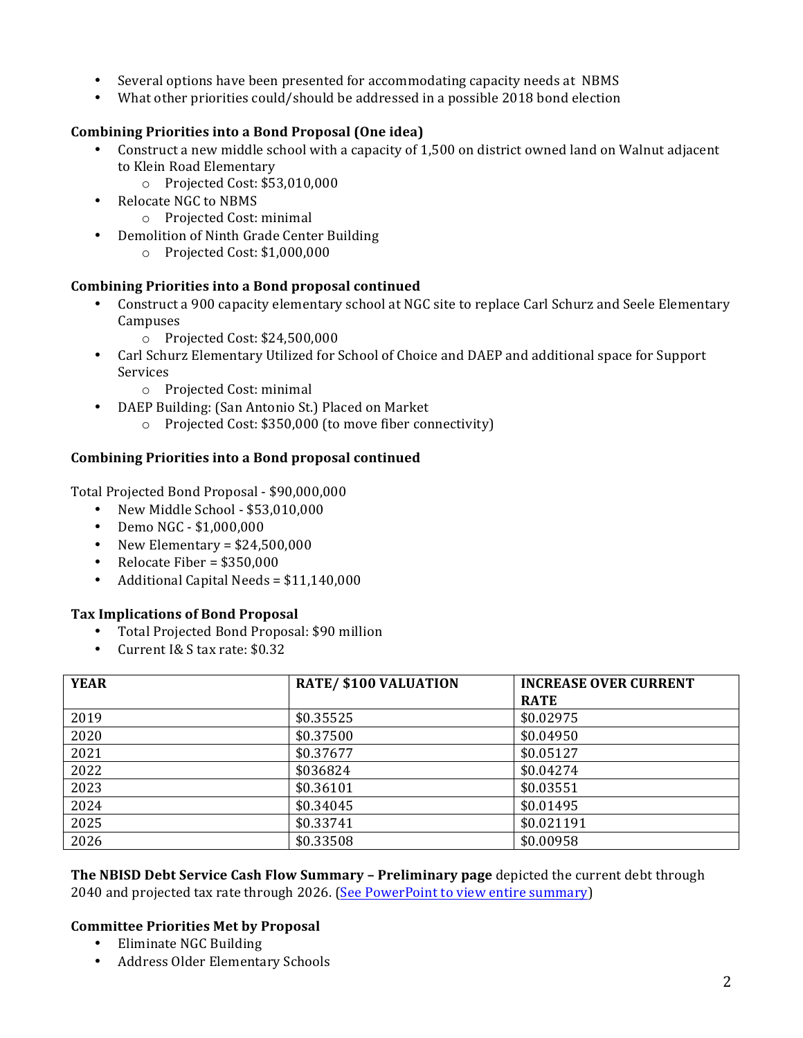- Several options have been presented for accommodating capacity needs at NBMS
- What other priorities could/should be addressed in a possible 2018 bond election

**Combining Priorities into a Bond Proposal (One idea)**

- Construct a new middle school with a capacity of 1,500 on district owned land on Walnut adjacent to Klein Road Elementary
    - Projected Cost: $53,010,000
- Relocate NGC to NBMS
    - Projected Cost: minimal
- Demolition of Ninth Grade Center Building
    - Projected Cost: $1,000,000

**Combining Priorities into a Bond proposal continued**

- Construct a 900 capacity elementary school at NGC site to replace Carl Schurz and Seele Elementary Campuses
    - Projected Cost: $24,500,000
- Carl Schurz Elementary Utilized for School of Choice and DAEP and additional space for Support Services
    - Projected Cost: minimal
- DAEP Building: (San Antonio St.) Placed on Market
    - Projected Cost: $350,000 (to move fiber connectivity)

**Combining Priorities into a Bond proposal continued**

Total Projected Bond Proposal - $90,000,000

- New Middle School - $53,010,000
- Demo NGC - $1,000,000
- New Elementary = $24,500,000
- Relocate Fiber = $350,000
- Additional Capital Needs = $11,140,000

**Tax Implications of Bond Proposal**

- Total Projected Bond Proposal: $90 million
- Current I& S tax rate: $0.32

| YEAR | RATE/ $100 VALUATION | INCREASE OVER CURRENT RATE |
|---|---|---|
| 2019 | $0.35525 | $0.02975 |
| 2020 | $0.37500 | $0.04950 |
| 2021 | $0.37677 | $0.05127 |
| 2022 | $036824 | $0.04274 |
| 2023 | $0.36101 | $0.03551 |
| 2024 | $0.34045 | $0.01495 |
| 2025 | $0.33741 | $0.021191 |
| 2026 | $0.33508 | $0.00958 |

**The NBISD Debt Service Cash Flow Summary – Preliminary page** depicted the current debt through 2040 and projected tax rate through 2026. (See PowerPoint to view entire summary)

**Committee Priorities Met by Proposal**

- Eliminate NGC Building
- Address Older Elementary Schools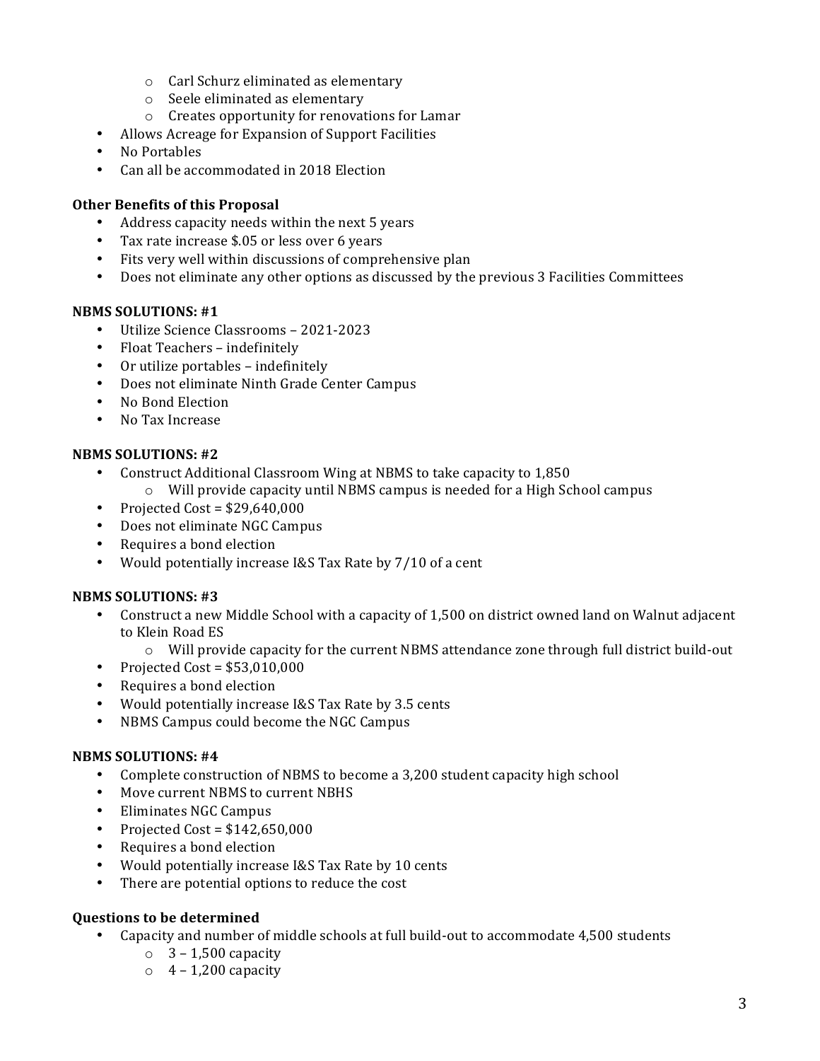- Carl Schurz eliminated as elementary
  - Seele eliminated as elementary
  - Creates opportunity for renovations for Lamar
- Allows Acreage for Expansion of Support Facilities
- No Portables
- Can all be accommodated in 2018 Election

**Other Benefits of this Proposal**

- Address capacity needs within the next 5 years
- Tax rate increase $.05 or less over 6 years
- Fits very well within discussions of comprehensive plan
- Does not eliminate any other options as discussed by the previous 3 Facilities Committees

**NBMS SOLUTIONS: #1**

- Utilize Science Classrooms – 2021-2023
- Float Teachers – indefinitely
- Or utilize portables – indefinitely
- Does not eliminate Ninth Grade Center Campus
- No Bond Election
- No Tax Increase

**NBMS SOLUTIONS: #2**

- Construct Additional Classroom Wing at NBMS to take capacity to 1,850
  - Will provide capacity until NBMS campus is needed for a High School campus
- Projected Cost = $29,640,000
- Does not eliminate NGC Campus
- Requires a bond election
- Would potentially increase I&S Tax Rate by 7/10 of a cent

**NBMS SOLUTIONS: #3**

- Construct a new Middle School with a capacity of 1,500 on district owned land on Walnut adjacent to Klein Road ES
  - Will provide capacity for the current NBMS attendance zone through full district build-out
- Projected Cost = $53,010,000
- Requires a bond election
- Would potentially increase I&S Tax Rate by 3.5 cents
- NBMS Campus could become the NGC Campus

**NBMS SOLUTIONS: #4**

- Complete construction of NBMS to become a 3,200 student capacity high school
- Move current NBMS to current NBHS
- Eliminates NGC Campus
- Projected Cost = $142,650,000
- Requires a bond election
- Would potentially increase I&S Tax Rate by 10 cents
- There are potential options to reduce the cost

**Questions to be determined**

- Capacity and number of middle schools at full build-out to accommodate 4,500 students
  - 3 – 1,500 capacity
  - 4 – 1,200 capacity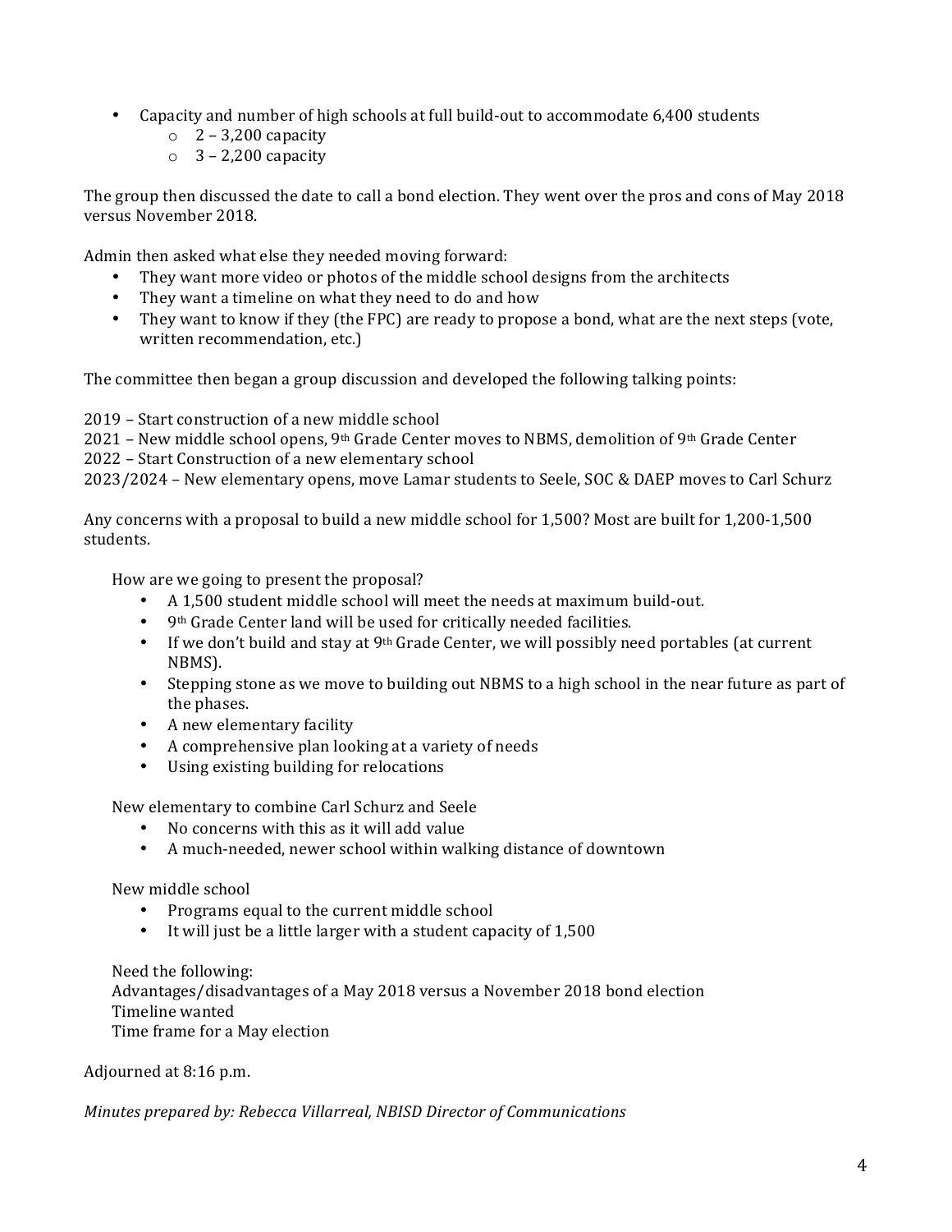- Capacity and number of high schools at full build-out to accommodate 6,400 students
  - 2 – 3,200 capacity
  - 3 – 2,200 capacity

The group then discussed the date to call a bond election. They went over the pros and cons of May 2018 versus November 2018.

Admin then asked what else they needed moving forward:

- They want more video or photos of the middle school designs from the architects
- They want a timeline on what they need to do and how
- They want to know if they (the FPC) are ready to propose a bond, what are the next steps (vote, written recommendation, etc.)

The committee then began a group discussion and developed the following talking points:

2019 – Start construction of a new middle school
2021 – New middle school opens, 9th Grade Center moves to NBMS, demolition of 9th Grade Center
2022 – Start Construction of a new elementary school
2023/2024 – New elementary opens, move Lamar students to Seele, SOC & DAEP moves to Carl Schurz

Any concerns with a proposal to build a new middle school for 1,500? Most are built for 1,200-1,500 students.

How are we going to present the proposal?

- A 1,500 student middle school will meet the needs at maximum build-out.
- 9th Grade Center land will be used for critically needed facilities.
- If we don't build and stay at 9th Grade Center, we will possibly need portables (at current NBMS).
- Stepping stone as we move to building out NBMS to a high school in the near future as part of the phases.
- A new elementary facility
- A comprehensive plan looking at a variety of needs
- Using existing building for relocations

New elementary to combine Carl Schurz and Seele

- No concerns with this as it will add value
- A much-needed, newer school within walking distance of downtown

New middle school

- Programs equal to the current middle school
- It will just be a little larger with a student capacity of 1,500

Need the following:
Advantages/disadvantages of a May 2018 versus a November 2018 bond election
Timeline wanted
Time frame for a May election

Adjourned at 8:16 p.m.

*Minutes prepared by: Rebecca Villarreal, NBISD Director of Communications*